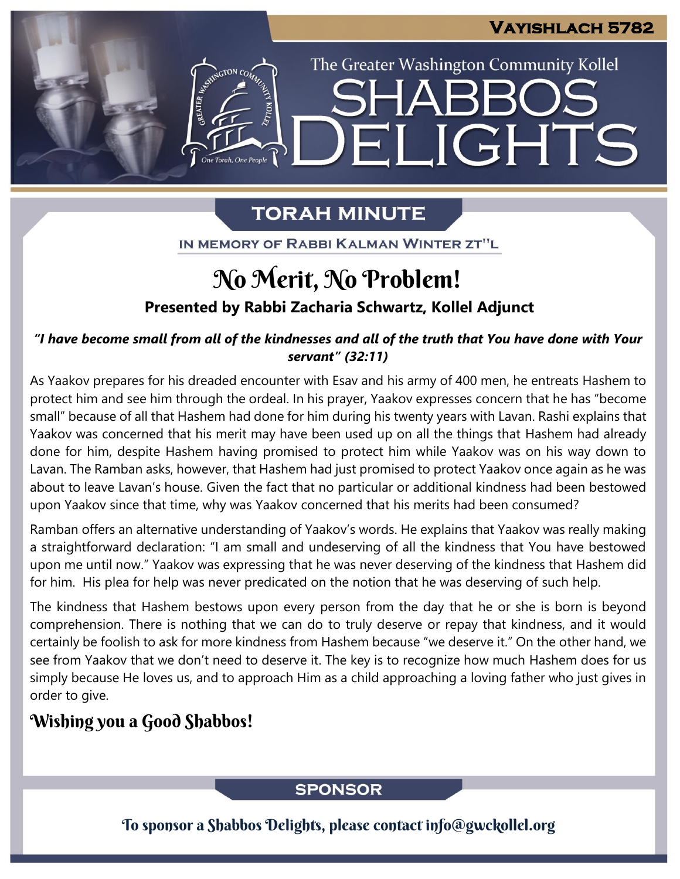Vayishlach 5782

The Greater Washington Community Kollel

# Shabbos Delights

## Torah Minute

In memory of Rabbi Kalman Winter zt"l

# No Merit, No Problem!

**Presented by Rabbi Zacharia Schwartz, Kollel Adjunct**

***"I have become small from all of the kindnesses and all of the truth that You have done with Your servant" (32:11)***

As Yaakov prepares for his dreaded encounter with Esav and his army of 400 men, he entreats Hashem to protect him and see him through the ordeal. In his prayer, Yaakov expresses concern that he has "become small" because of all that Hashem had done for him during his twenty years with Lavan. Rashi explains that Yaakov was concerned that his merit may have been used up on all the things that Hashem had already done for him, despite Hashem having promised to protect him while Yaakov was on his way down to Lavan. The Ramban asks, however, that Hashem had just promised to protect Yaakov once again as he was about to leave Lavan's house. Given the fact that no particular or additional kindness had been bestowed upon Yaakov since that time, why was Yaakov concerned that his merits had been consumed?

Ramban offers an alternative understanding of Yaakov's words. He explains that Yaakov was really making a straightforward declaration: "I am small and undeserving of all the kindness that You have bestowed upon me until now." Yaakov was expressing that he was never deserving of the kindness that Hashem did for him. His plea for help was never predicated on the notion that he was deserving of such help.

The kindness that Hashem bestows upon every person from the day that he or she is born is beyond comprehension. There is nothing that we can do to truly deserve or repay that kindness, and it would certainly be foolish to ask for more kindness from Hashem because "we deserve it." On the other hand, we see from Yaakov that we don't need to deserve it. The key is to recognize how much Hashem does for us simply because He loves us, and to approach Him as a child approaching a loving father who just gives in order to give.

## Wishing you a Good Shabbos!

## Sponsor

To sponsor a Shabbos Delights, please contact info@gwckollel.org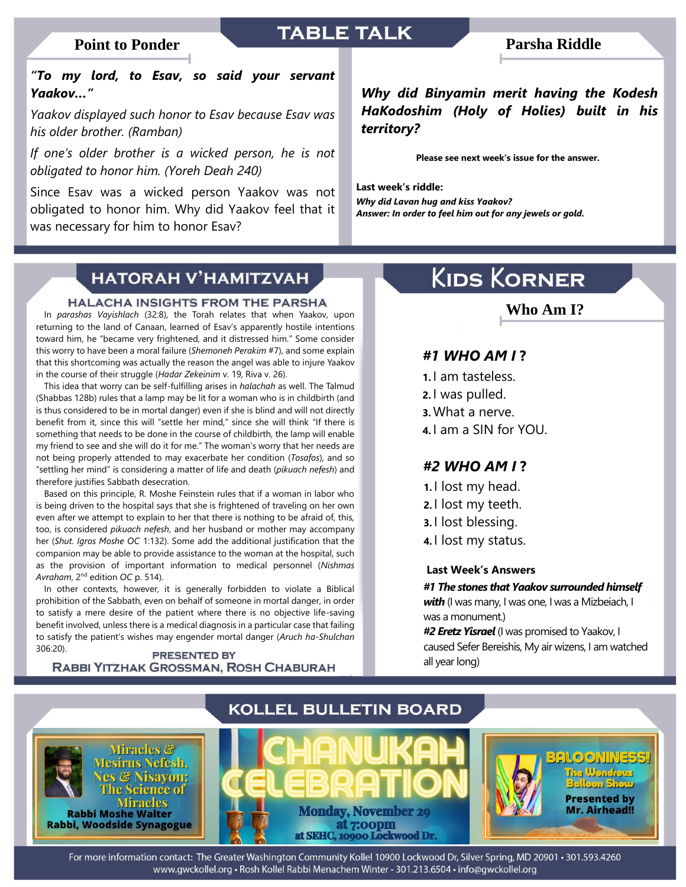# TABLE TALK

## Point to Ponder

***"To my lord, to Esav, so said your servant Yaakov..."***

*Yaakov displayed such honor to Esav because Esav was his older brother. (Ramban)*

*If one's older brother is a wicked person, he is not obligated to honor him. (Yoreh Deah 240)*

Since Esav was a wicked person Yaakov was not obligated to honor him. Why did Yaakov feel that it was necessary for him to honor Esav?

## Parsha Riddle

***Why did Binyamin merit having the Kodesh HaKodoshim (Holy of Holies) built in his territory?***

**Please see next week's issue for the answer.**

**Last week's riddle:**

***Why did Lavan hug and kiss Yaakov?***

***Answer: In order to feel him out for any jewels or gold.***

# HATORAH V'HAMITZVAH

## HALACHA INSIGHTS FROM THE PARSHA

In *parashas Vayishlach* (32:8), the Torah relates that when Yaakov, upon returning to the land of Canaan, learned of Esav's apparently hostile intentions toward him, he "became very frightened, and it distressed him." Some consider this worry to have been a moral failure (*Shemoneh Perakim* #7), and some explain that this shortcoming was actually the reason the angel was able to injure Yaakov in the course of their struggle (*Hadar Zekeinim* v. 19, Riva v. 26).

This idea that worry can be self-fulfilling arises in *halachah* as well. The Talmud (Shabbas 128b) rules that a lamp may be lit for a woman who is in childbirth (and is thus considered to be in mortal danger) even if she is blind and will not directly benefit from it, since this will "settle her mind," since she will think "If there is something that needs to be done in the course of childbirth, the lamp will enable my friend to see and she will do it for me." The woman's worry that her needs are not being properly attended to may exacerbate her condition (*Tosafos*), and so "settling her mind" is considering a matter of life and death (*pikuach nefesh*) and therefore justifies Sabbath desecration.

Based on this principle, R. Moshe Feinstein rules that if a woman in labor who is being driven to the hospital says that she is frightened of traveling on her own even after we attempt to explain to her that there is nothing to be afraid of, this, too, is considered *pikuach nefesh*, and her husband or mother may accompany her (*Shut. Igros Moshe OC* 1:132). Some add the additional justification that the companion may be able to provide assistance to the woman at the hospital, such as the provision of important information to medical personnel (*Nishmas Avraham*, 2nd edition *OC* p. 514).

In other contexts, however, it is generally forbidden to violate a Biblical prohibition of the Sabbath, even on behalf of someone in mortal danger, in order to satisfy a mere desire of the patient where there is no objective life-saving benefit involved, unless there is a medical diagnosis in a particular case that failing to satisfy the patient's wishes may engender mortal danger (*Aruch ha-Shulchan* 306:20).

PRESENTED BY
RABBI YITZHAK GROSSMAN, ROSH CHABURAH

# KIDS KORNER

## Who Am I?

### #1 WHO AM I ?

1. I am tasteless.
2. I was pulled.
3. What a nerve.
4. I am a SIN for YOU.

### #2 WHO AM I ?

1. I lost my head.
2. I lost my teeth.
3. I lost blessing.
4. I lost my status.

**Last Week's Answers**

***#1 The stones that Yaakov surrounded himself with*** (I was many, I was one, I was a Mizbeiach, I was a monument.)

***#2 Eretz Yisrael*** (I was promised to Yaakov, I caused Sefer Bereishis, My air wizens, I am watched all year long)

# KOLLEL BULLETIN BOARD

Miracles & Mesirus Nefesh, Nes & Nisayon: The Science of Miracles
**Rabbi Moshe Walter**
**Rabbi, Woodside Synagogue**

CHANUKAH CELEBRATION
Monday, November 29
at 7:00pm
at SEHC, 10900 Lockwood Dr.

BALOONINESS!
The Wondrous Balloon Show
**Presented by Mr. Airhead!!**

For more information contact: The Greater Washington Community Kollel 10900 Lockwood Dr, Silver Spring, MD 20901 • 301.593.4260
www.gwckollel.org • Rosh Kollel Rabbi Menachem Winter - 301.213.6504 • info@gwckollel.org